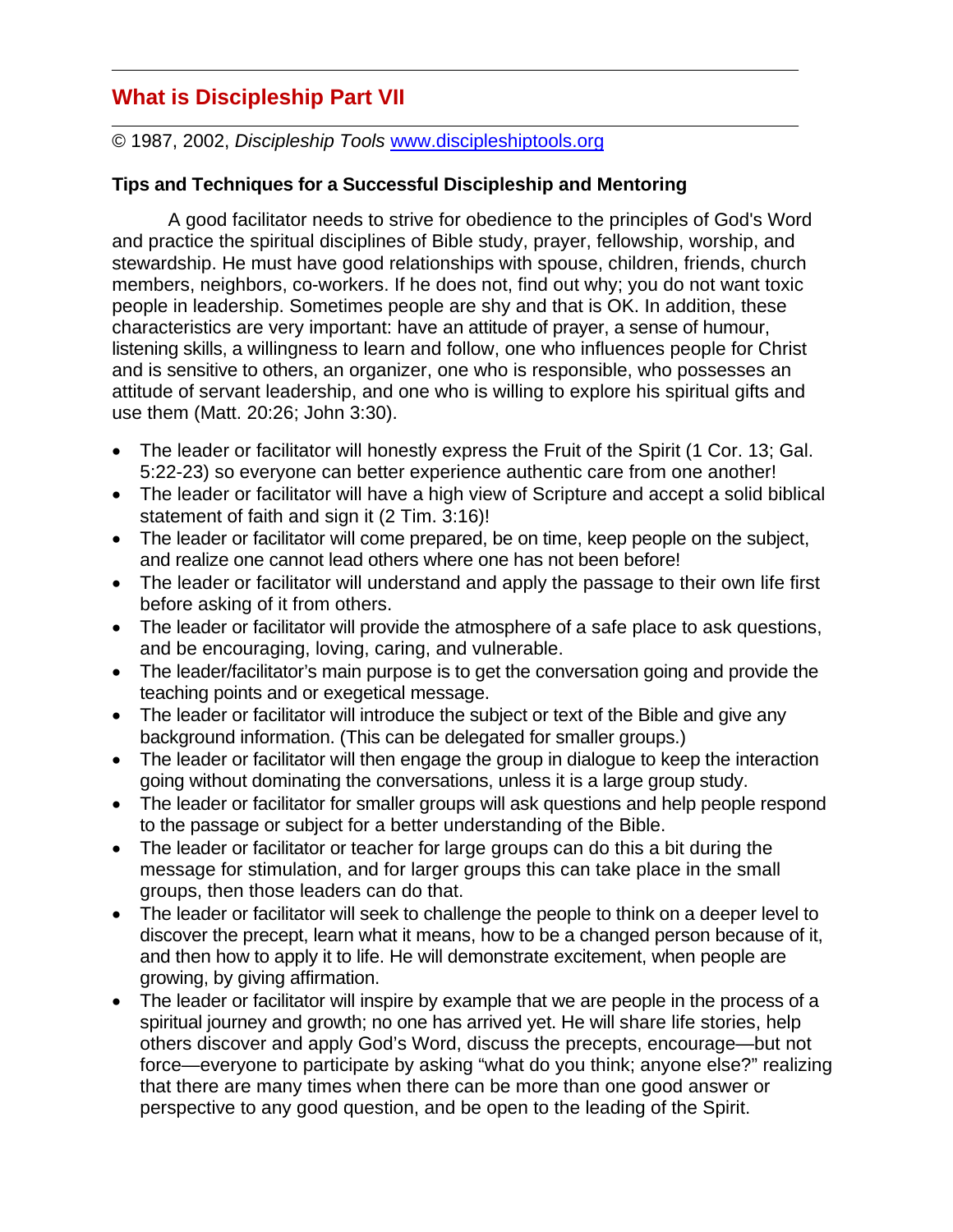## What is Discipleship Part VII

© 1987, 2002, *Discipleship Tools* [www.discipleshiptools.org](http://www.discipleshiptools.org)

**Tips and Techniques for a Successful Discipleship and Mentoring**

A good facilitator needs to strive for obedience to the principles of God's Word and practice the spiritual disciplines of Bible study, prayer, fellowship, worship, and stewardship. He must have good relationships with spouse, children, friends, church members, neighbors, co-workers. If he does not, find out why; you do not want toxic people in leadership. Sometimes people are shy and that is OK. In addition, these characteristics are very important: have an attitude of prayer, a sense of humour, listening skills, a willingness to learn and follow, one who influences people for Christ and is sensitive to others, an organizer, one who is responsible, who possesses an attitude of servant leadership, and one who is willing to explore his spiritual gifts and use them (Matt. 20:26; John 3:30).

- The leader or facilitator will honestly express the Fruit of the Spirit (1 Cor. 13; Gal. 5:22-23) so everyone can better experience authentic care from one another!
- The leader or facilitator will have a high view of Scripture and accept a solid biblical statement of faith and sign it (2 Tim. 3:16)!
- The leader or facilitator will come prepared, be on time, keep people on the subject, and realize one cannot lead others where one has not been before!
- The leader or facilitator will understand and apply the passage to their own life first before asking of it from others.
- The leader or facilitator will provide the atmosphere of a safe place to ask questions, and be encouraging, loving, caring, and vulnerable.
- The leader/facilitator's main purpose is to get the conversation going and provide the teaching points and or exegetical message.
- The leader or facilitator will introduce the subject or text of the Bible and give any background information. (This can be delegated for smaller groups.)
- The leader or facilitator will then engage the group in dialogue to keep the interaction going without dominating the conversations, unless it is a large group study.
- The leader or facilitator for smaller groups will ask questions and help people respond to the passage or subject for a better understanding of the Bible.
- The leader or facilitator or teacher for large groups can do this a bit during the message for stimulation, and for larger groups this can take place in the small groups, then those leaders can do that.
- The leader or facilitator will seek to challenge the people to think on a deeper level to discover the precept, learn what it means, how to be a changed person because of it, and then how to apply it to life. He will demonstrate excitement, when people are growing, by giving affirmation.
- The leader or facilitator will inspire by example that we are people in the process of a spiritual journey and growth; no one has arrived yet. He will share life stories, help others discover and apply God's Word, discuss the precepts, encourage—but not force—everyone to participate by asking "what do you think; anyone else?" realizing that there are many times when there can be more than one good answer or perspective to any good question, and be open to the leading of the Spirit.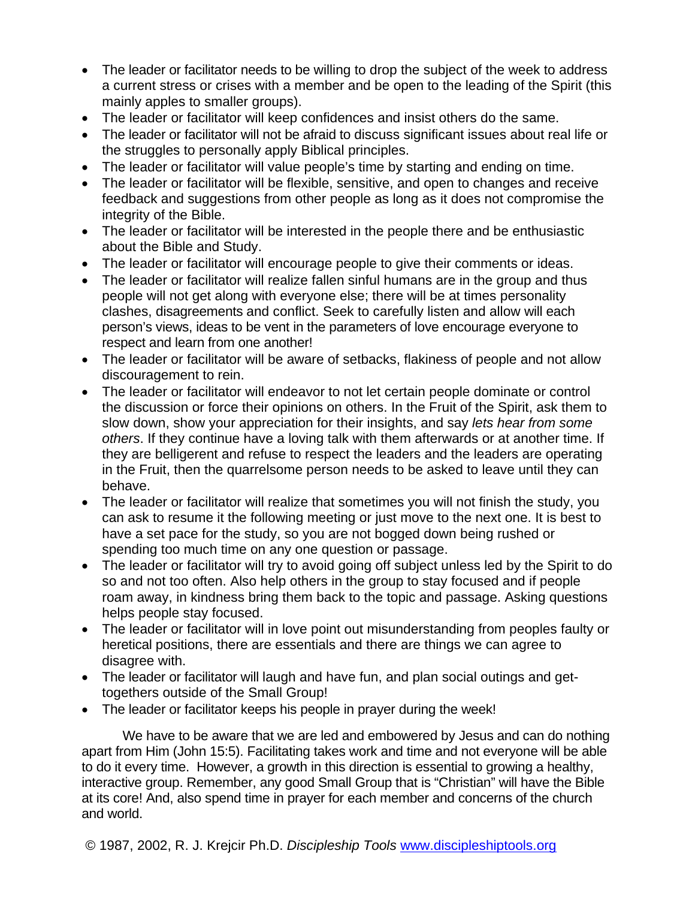- The leader or facilitator needs to be willing to drop the subject of the week to address a current stress or crises with a member and be open to the leading of the Spirit (this mainly apples to smaller groups).
- The leader or facilitator will keep confidences and insist others do the same.
- The leader or facilitator will not be afraid to discuss significant issues about real life or the struggles to personally apply Biblical principles.
- The leader or facilitator will value people's time by starting and ending on time.
- The leader or facilitator will be flexible, sensitive, and open to changes and receive feedback and suggestions from other people as long as it does not compromise the integrity of the Bible.
- The leader or facilitator will be interested in the people there and be enthusiastic about the Bible and Study.
- The leader or facilitator will encourage people to give their comments or ideas.
- The leader or facilitator will realize fallen sinful humans are in the group and thus people will not get along with everyone else; there will be at times personality clashes, disagreements and conflict. Seek to carefully listen and allow will each person's views, ideas to be vent in the parameters of love encourage everyone to respect and learn from one another!
- The leader or facilitator will be aware of setbacks, flakiness of people and not allow discouragement to rein.
- The leader or facilitator will endeavor to not let certain people dominate or control the discussion or force their opinions on others. In the Fruit of the Spirit, ask them to slow down, show your appreciation for their insights, and say *lets hear from some others*. If they continue have a loving talk with them afterwards or at another time. If they are belligerent and refuse to respect the leaders and the leaders are operating in the Fruit, then the quarrelsome person needs to be asked to leave until they can behave.
- The leader or facilitator will realize that sometimes you will not finish the study, you can ask to resume it the following meeting or just move to the next one. It is best to have a set pace for the study, so you are not bogged down being rushed or spending too much time on any one question or passage.
- The leader or facilitator will try to avoid going off subject unless led by the Spirit to do so and not too often. Also help others in the group to stay focused and if people roam away, in kindness bring them back to the topic and passage. Asking questions helps people stay focused.
- The leader or facilitator will in love point out misunderstanding from peoples faulty or heretical positions, there are essentials and there are things we can agree to disagree with.
- The leader or facilitator will laugh and have fun, and plan social outings and get-togethers outside of the Small Group!
- The leader or facilitator keeps his people in prayer during the week!

We have to be aware that we are led and embowered by Jesus and can do nothing apart from Him (John 15:5). Facilitating takes work and time and not everyone will be able to do it every time. However, a growth in this direction is essential to growing a healthy, interactive group. Remember, any good Small Group that is "Christian" will have the Bible at its core! And, also spend time in prayer for each member and concerns of the church and world.

© 1987, 2002, R. J. Krejcir Ph.D. *Discipleship Tools* www.discipleshiptools.org